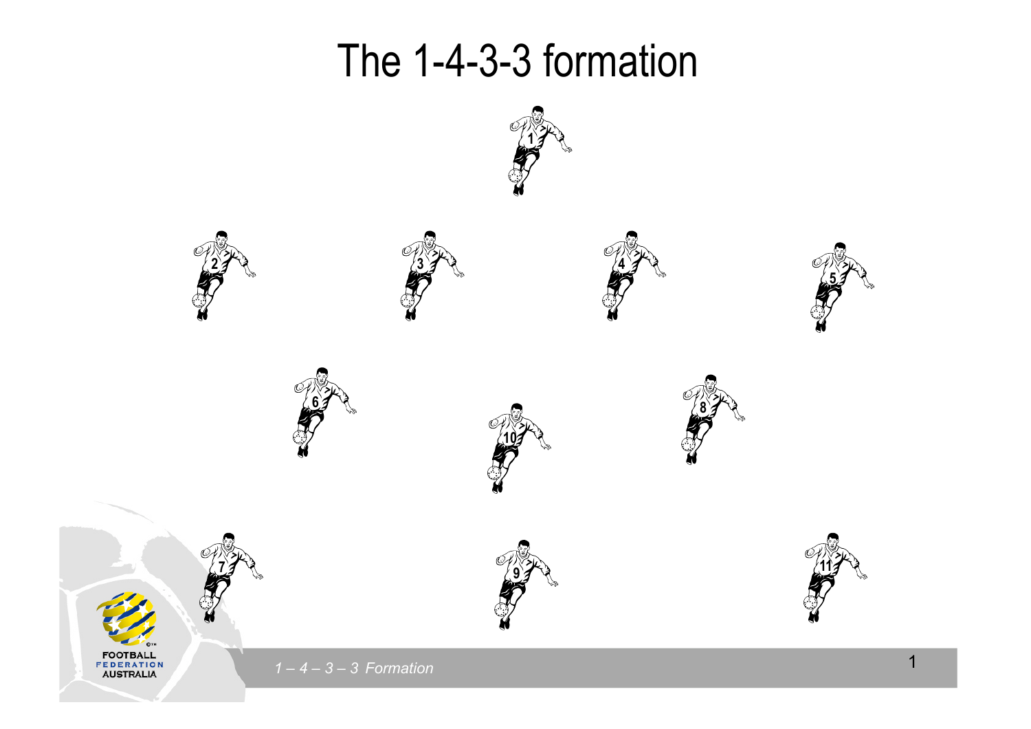# The 1-4-3-3 formation

1

2 3 4 5

6 10 8

7 9 11

FOOTBALL FEDERATION AUSTRALIA

*1 – 4 – 3 – 3 Formation*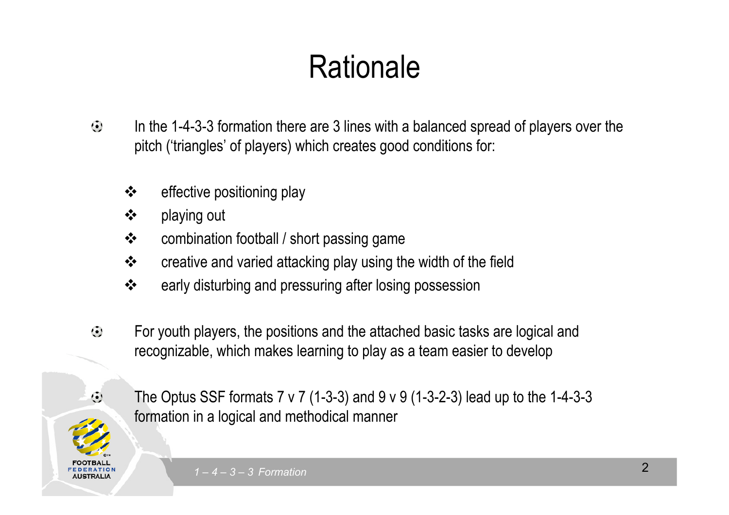# Rationale

- In the 1-4-3-3 formation there are 3 lines with a balanced spread of players over the pitch ('triangles' of players) which creates good conditions for:
  - effective positioning play
  - playing out
  - combination football / short passing game
  - creative and varied attacking play using the width of the field
  - early disturbing and pressuring after losing possession
- For youth players, the positions and the attached basic tasks are logical and recognizable, which makes learning to play as a team easier to develop
- The Optus SSF formats 7 v 7 (1-3-3) and 9 v 9 (1-3-2-3) lead up to the 1-4-3-3 formation in a logical and methodical manner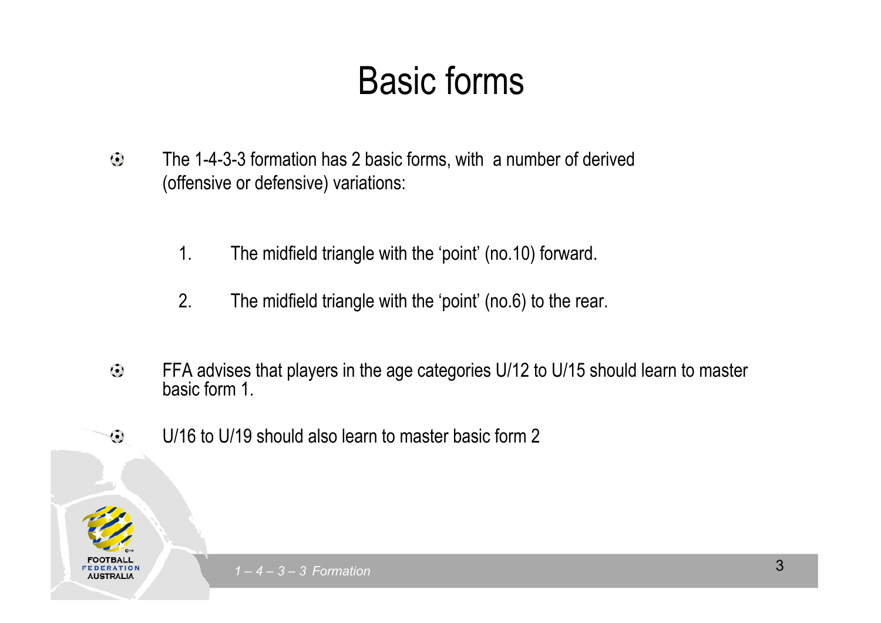# Basic forms

- The 1-4-3-3 formation has 2 basic forms, with a number of derived (offensive or defensive) variations:

  1. The midfield triangle with the 'point' (no.10) forward.
  2. The midfield triangle with the 'point' (no.6) to the rear.

- FFA advises that players in the age categories U/12 to U/15 should learn to master basic form 1.

- U/16 to U/19 should also learn to master basic form 2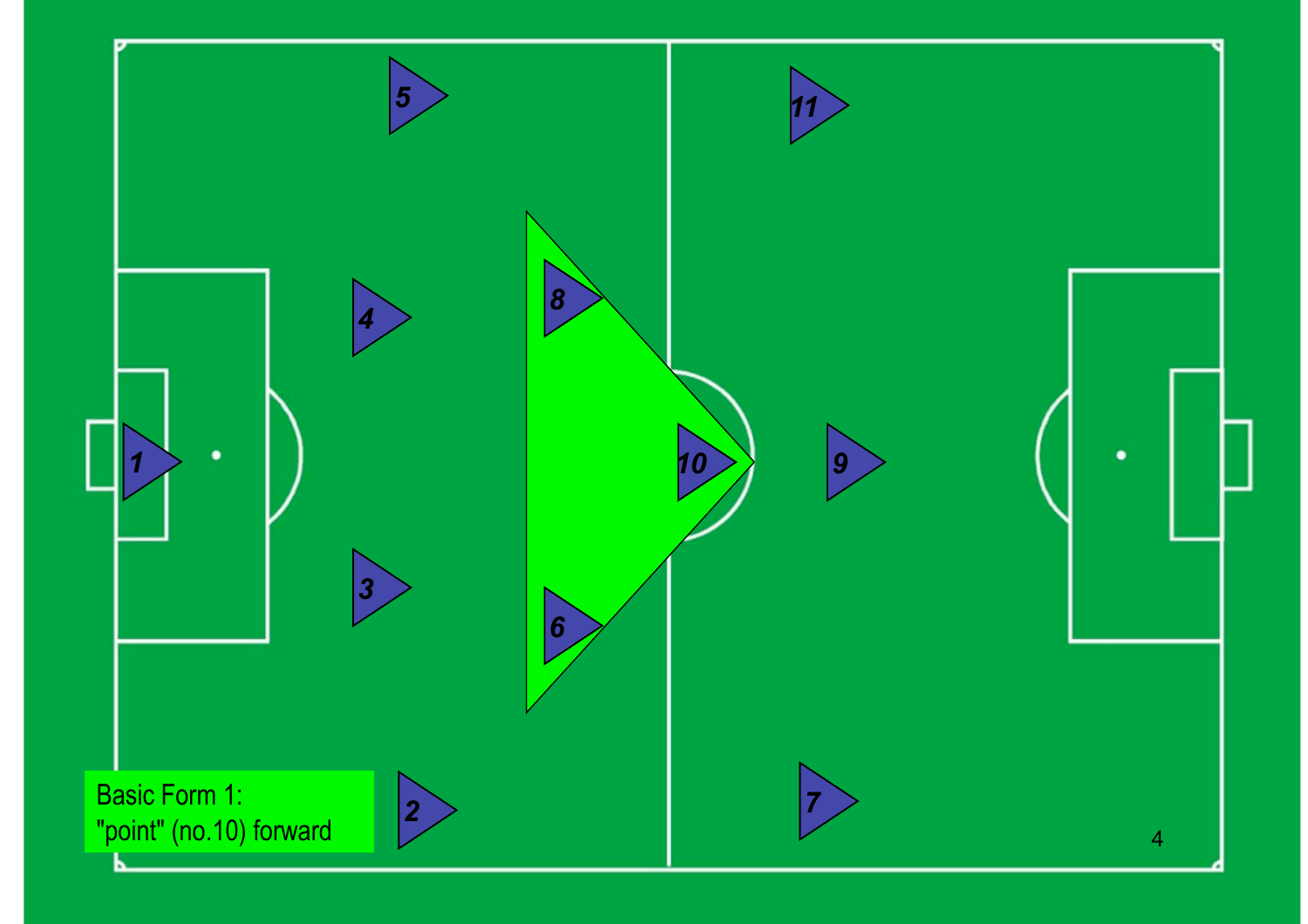Basic Form 1:
"point" (no.10) forward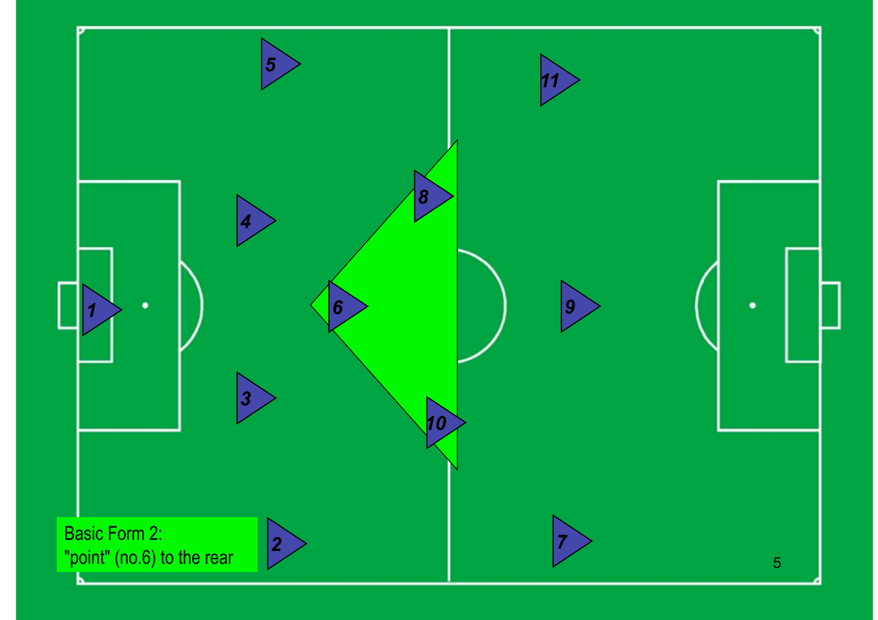Basic Form 2:
"point" (no.6) to the rear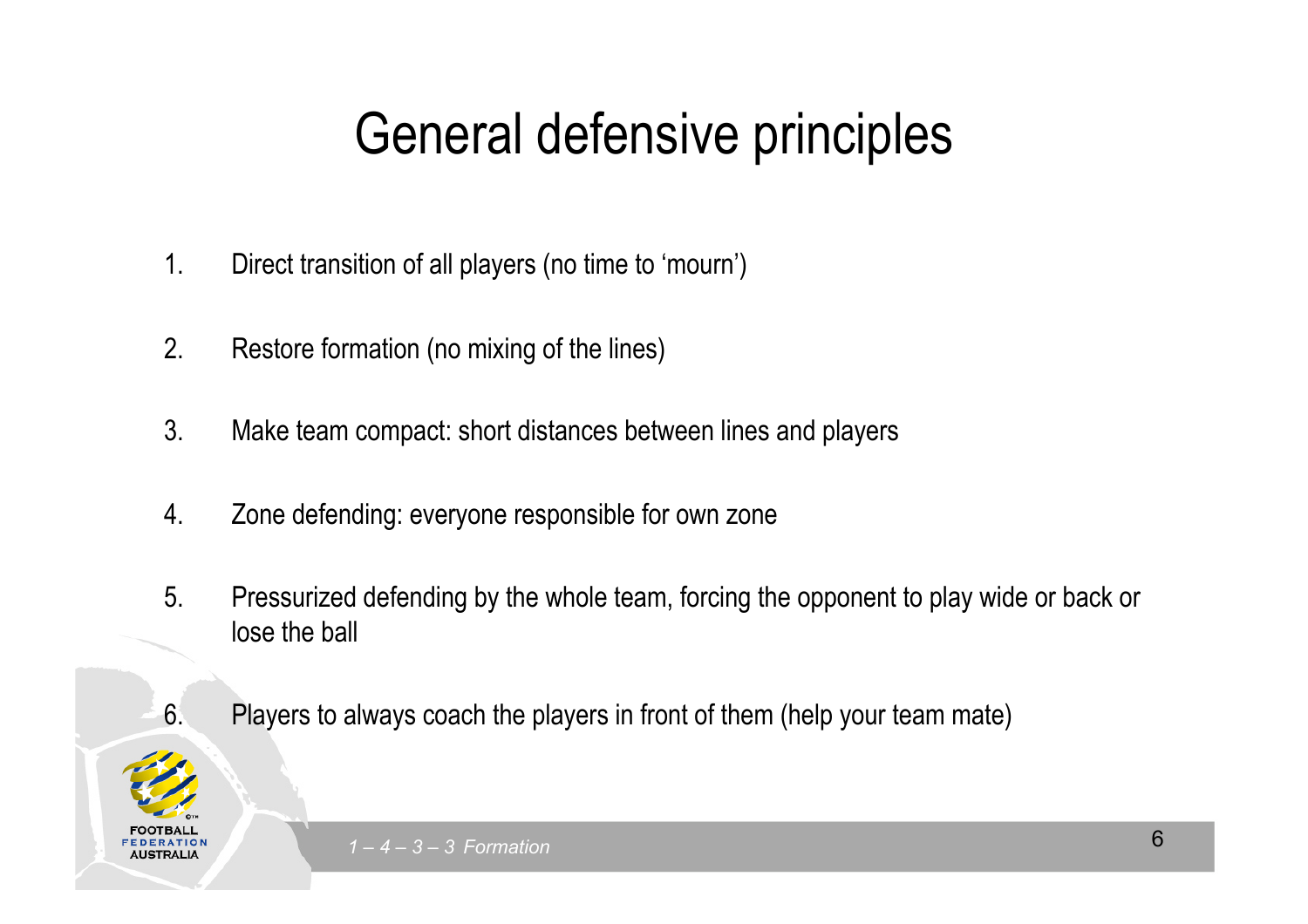# General defensive principles

1. Direct transition of all players (no time to 'mourn')

2. Restore formation (no mixing of the lines)

3. Make team compact: short distances between lines and players

4. Zone defending: everyone responsible for own zone

5. Pressurized defending by the whole team, forcing the opponent to play wide or back or lose the ball

6. Players to always coach the players in front of them (help your team mate)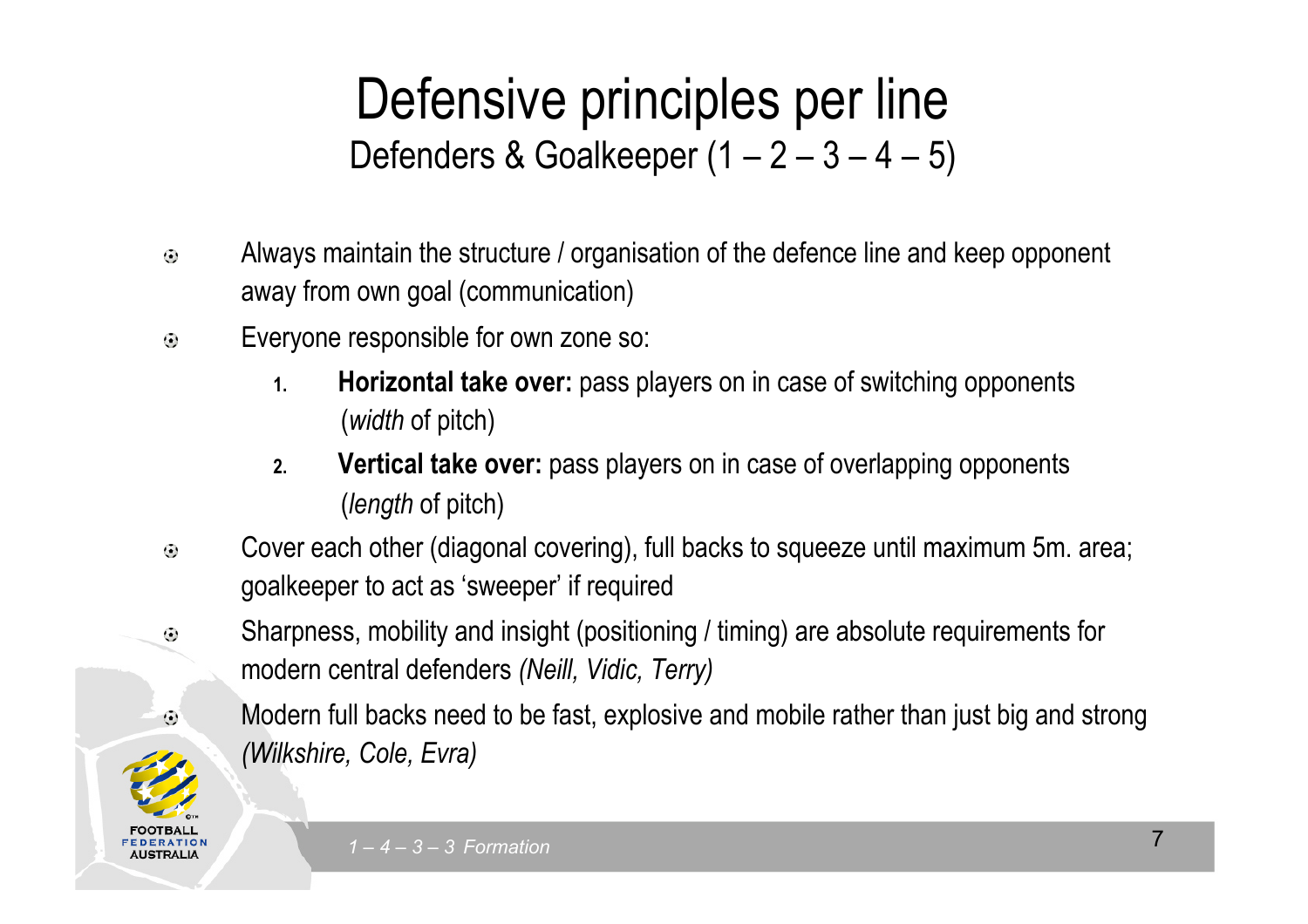# Defensive principles per line

## Defenders & Goalkeeper (1 – 2 – 3 – 4 – 5)

- Always maintain the structure / organisation of the defence line and keep opponent away from own goal (communication)
- Everyone responsible for own zone so:
  1. **Horizontal take over:** pass players on in case of switching opponents (*width* of pitch)
  2. **Vertical take over:** pass players on in case of overlapping opponents (*length* of pitch)
- Cover each other (diagonal covering), full backs to squeeze until maximum 5m. area; goalkeeper to act as 'sweeper' if required
- Sharpness, mobility and insight (positioning / timing) are absolute requirements for modern central defenders *(Neill, Vidic, Terry)*
- Modern full backs need to be fast, explosive and mobile rather than just big and strong *(Wilkshire, Cole, Evra)*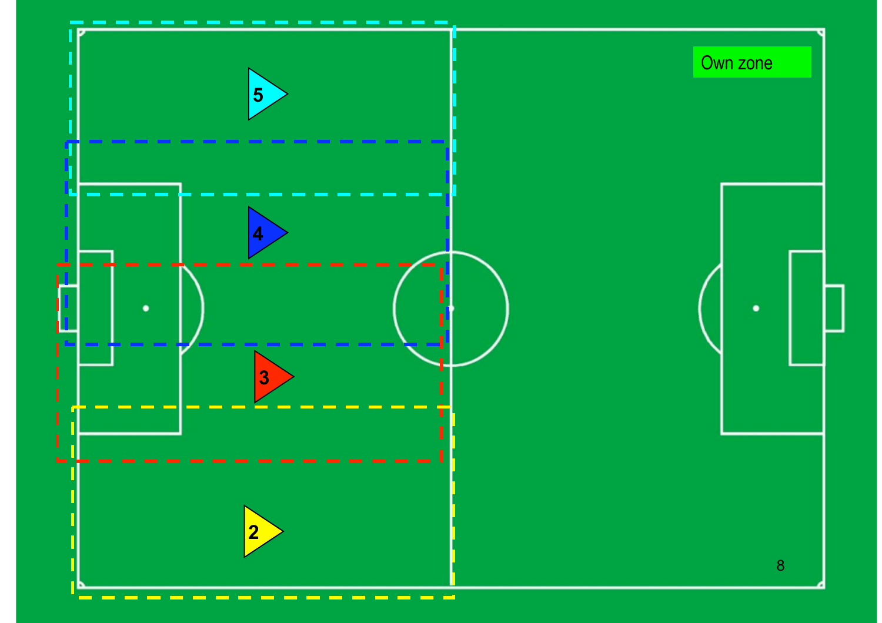Own zone

5

4

3

2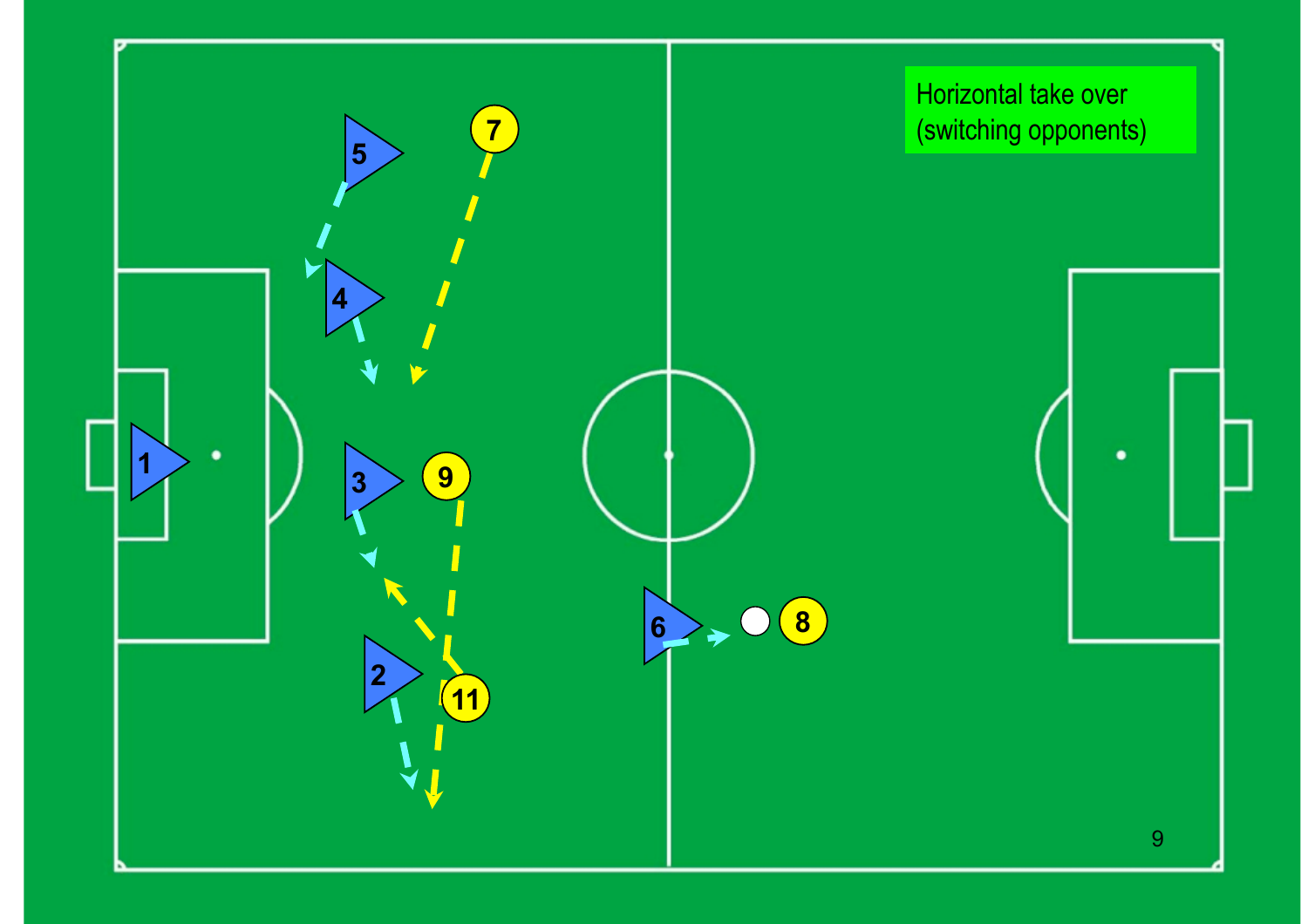Horizontal take over
(switching opponents)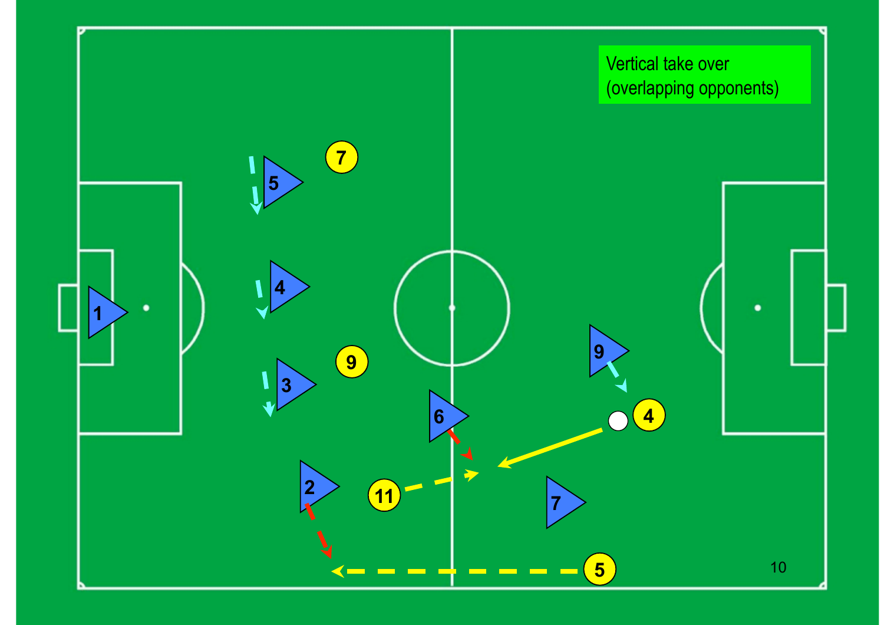Vertical take over
(overlapping opponents)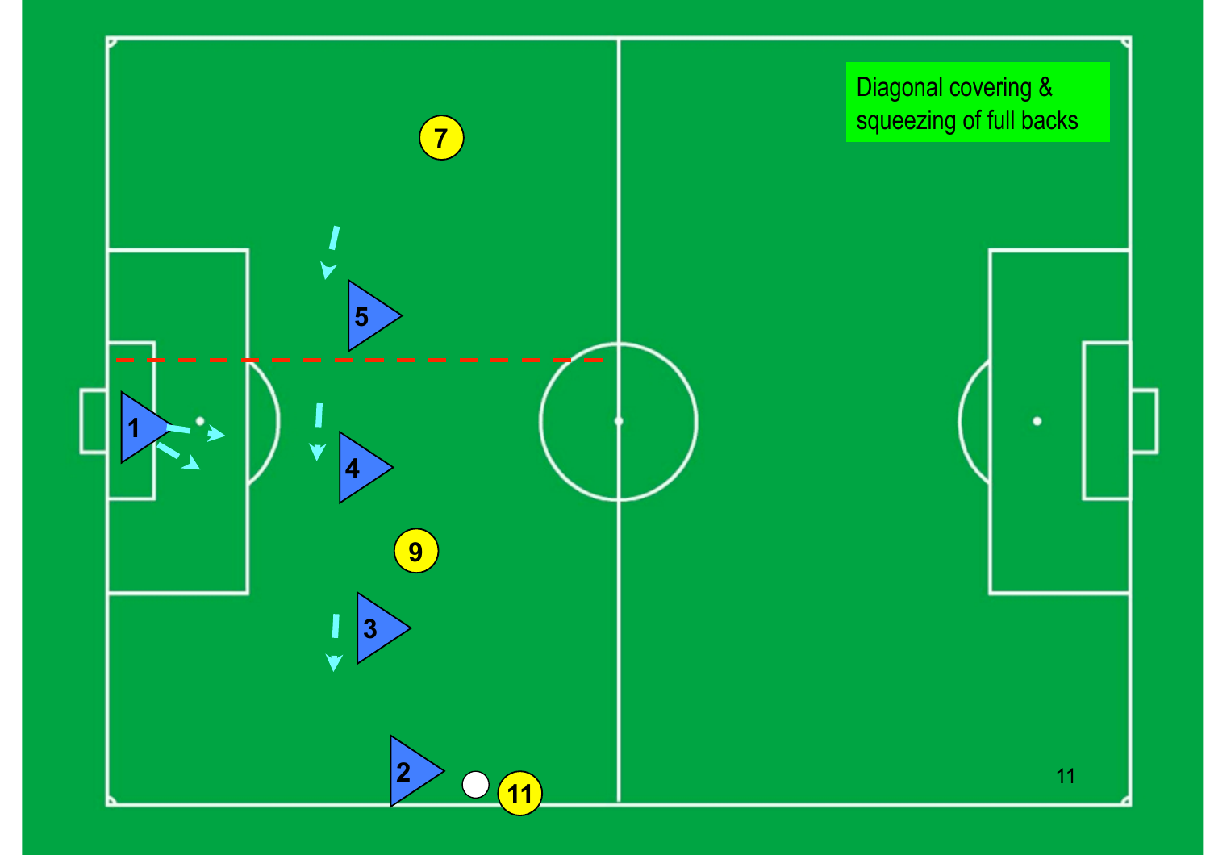Diagonal covering & squeezing of full backs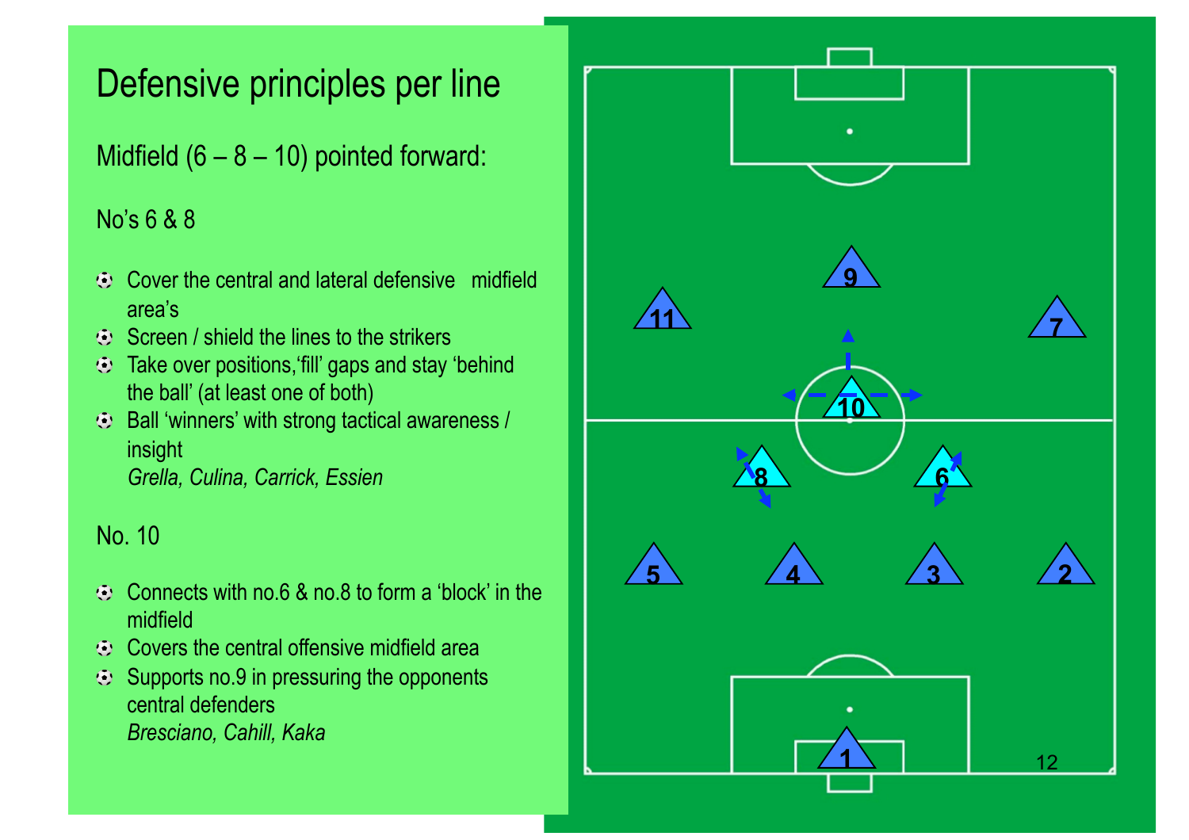# Defensive principles per line

## Midfield (6 – 8 – 10) pointed forward:

### No's 6 & 8

- Cover the central and lateral defensive midfield area's
- Screen / shield the lines to the strikers
- Take over positions, 'fill' gaps and stay 'behind the ball' (at least one of both)
- Ball 'winners' with strong tactical awareness / insight
  *Grella, Culina, Carrick, Essien*

### No. 10

- Connects with no.6 & no.8 to form a 'block' in the midfield
- Covers the central offensive midfield area
- Supports no.9 in pressuring the opponents central defenders
  *Bresciano, Cahill, Kaka*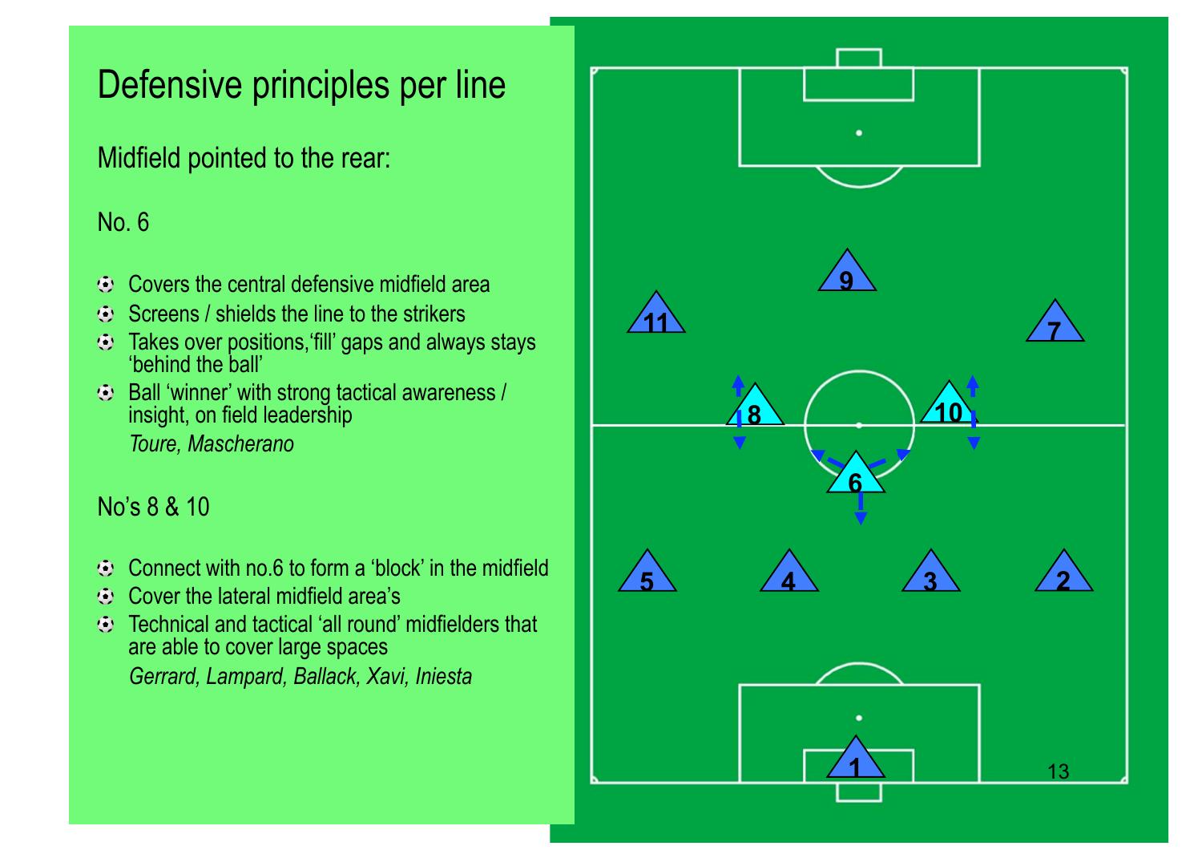# Defensive principles per line

## Midfield pointed to the rear:

### No. 6

- Covers the central defensive midfield area
- Screens / shields the line to the strikers
- Takes over positions,'fill' gaps and always stays 'behind the ball'
- Ball 'winner' with strong tactical awareness / insight, on field leadership

  *Toure, Mascherano*

### No's 8 & 10

- Connect with no.6 to form a 'block' in the midfield
- Cover the lateral midfield area's
- Technical and tactical 'all round' midfielders that are able to cover large spaces

  *Gerrard, Lampard, Ballack, Xavi, Iniesta*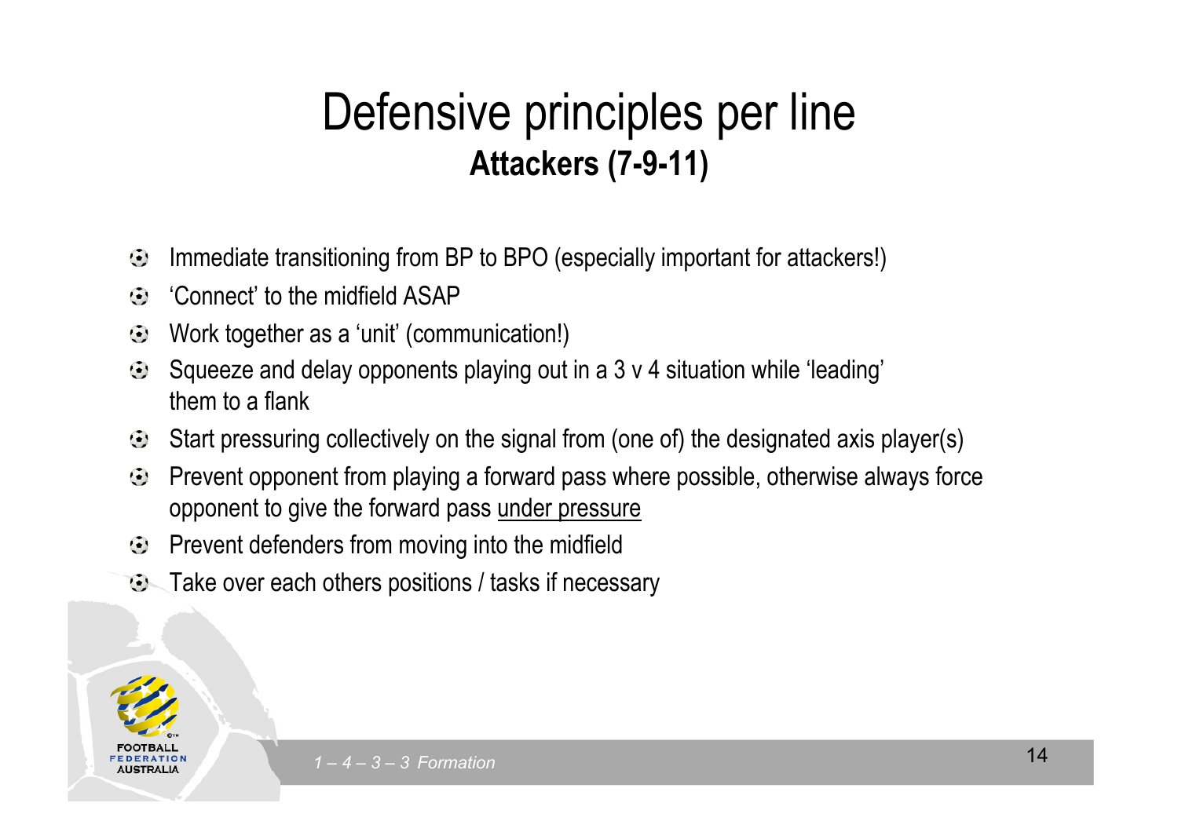# Defensive principles per line

## Attackers (7-9-11)

- Immediate transitioning from BP to BPO (especially important for attackers!)
- 'Connect' to the midfield ASAP
- Work together as a 'unit' (communication!)
- Squeeze and delay opponents playing out in a 3 v 4 situation while 'leading' them to a flank
- Start pressuring collectively on the signal from (one of) the designated axis player(s)
- Prevent opponent from playing a forward pass where possible, otherwise always force opponent to give the forward pass <u>under pressure</u>
- Prevent defenders from moving into the midfield
- Take over each others positions / tasks if necessary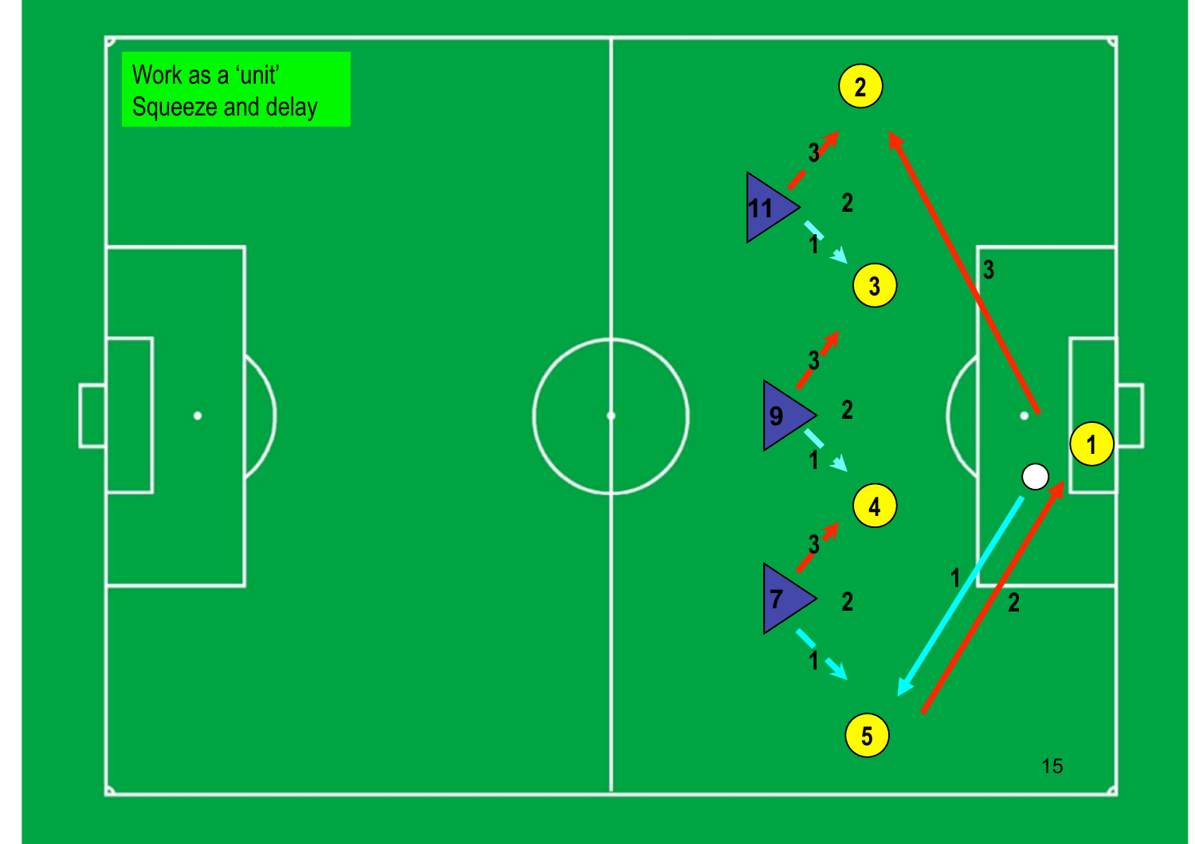Work as a 'unit'
Squeeze and delay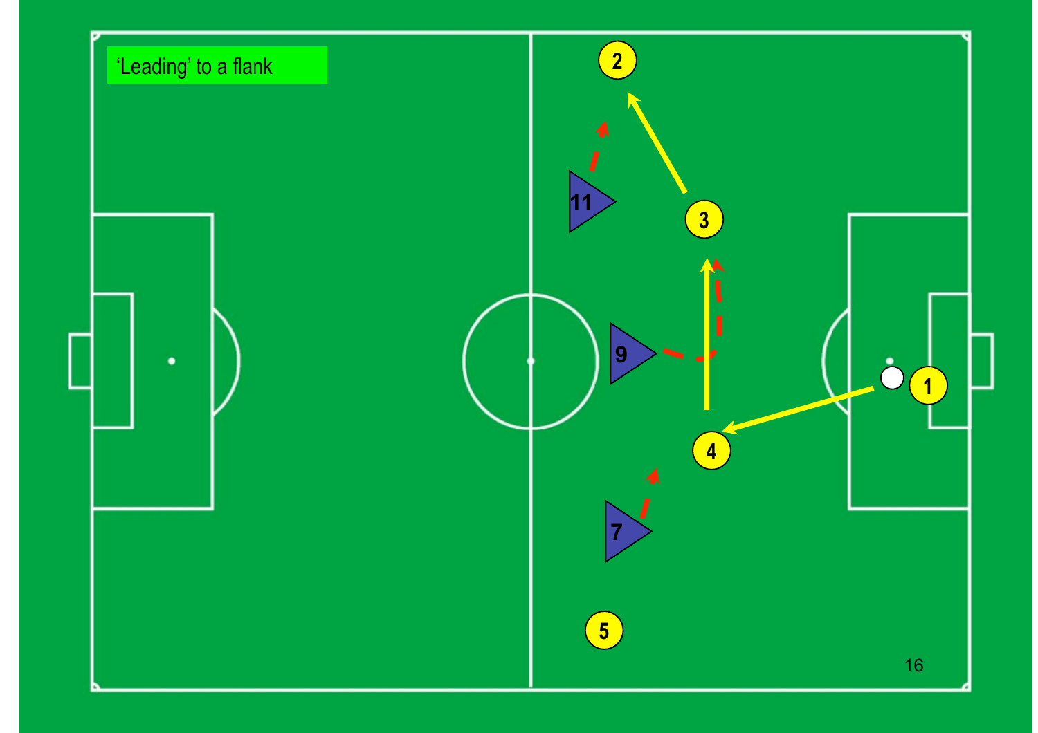# 'Leading' to a flank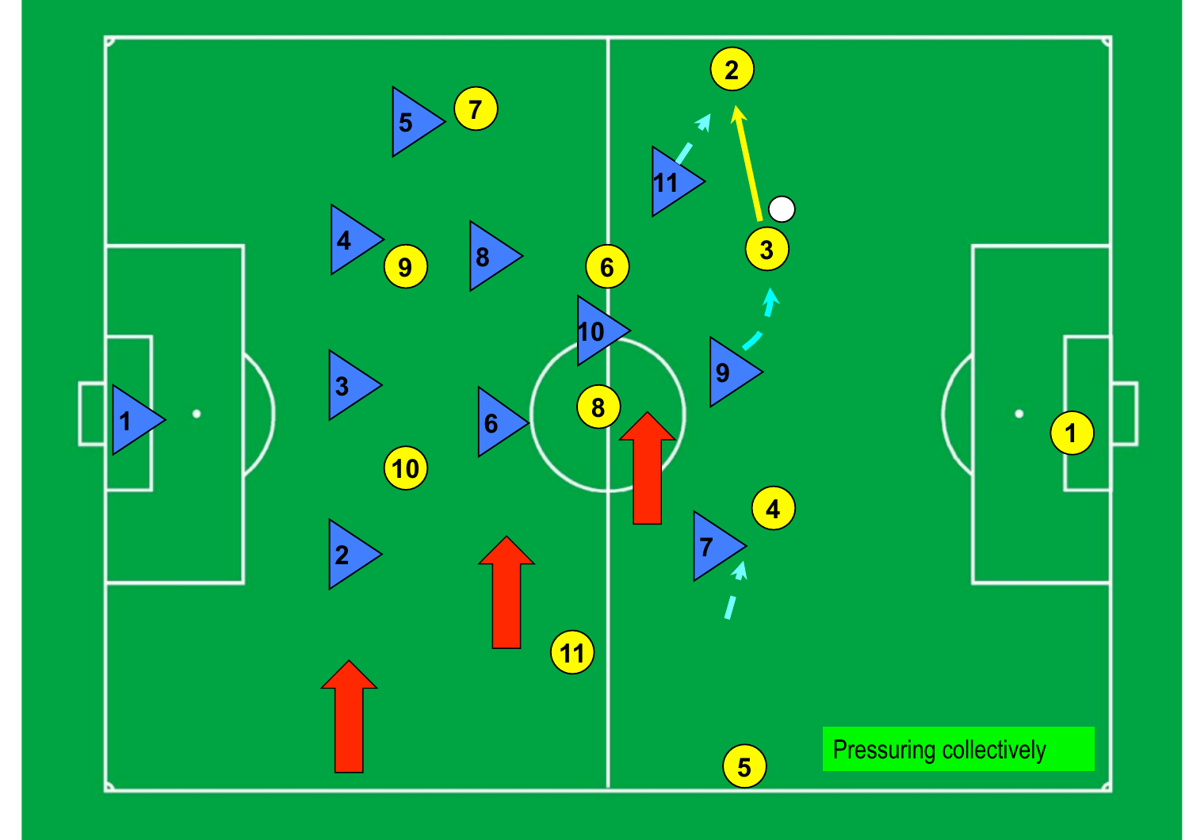Pressuring collectively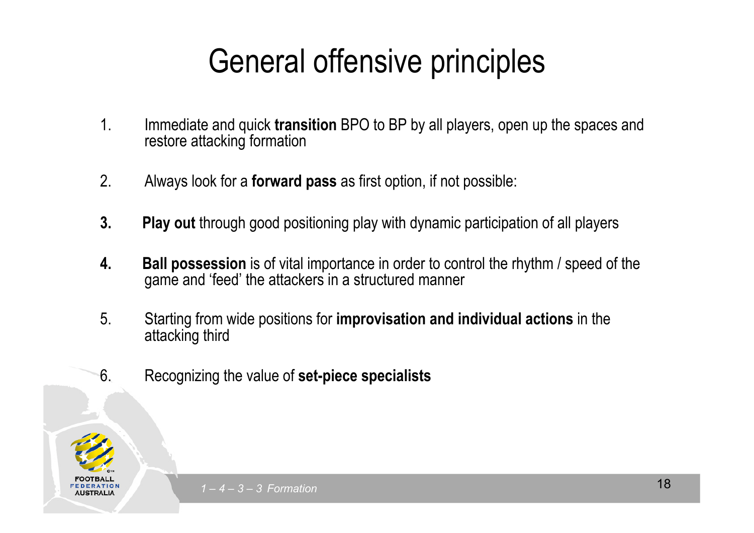# General offensive principles

1. Immediate and quick **transition** BPO to BP by all players, open up the spaces and restore attacking formation

2. Always look for a **forward pass** as first option, if not possible:

3. **Play out** through good positioning play with dynamic participation of all players

4. **Ball possession** is of vital importance in order to control the rhythm / speed of the game and 'feed' the attackers in a structured manner

5. Starting from wide positions for **improvisation and individual actions** in the attacking third

6. Recognizing the value of **set-piece specialists**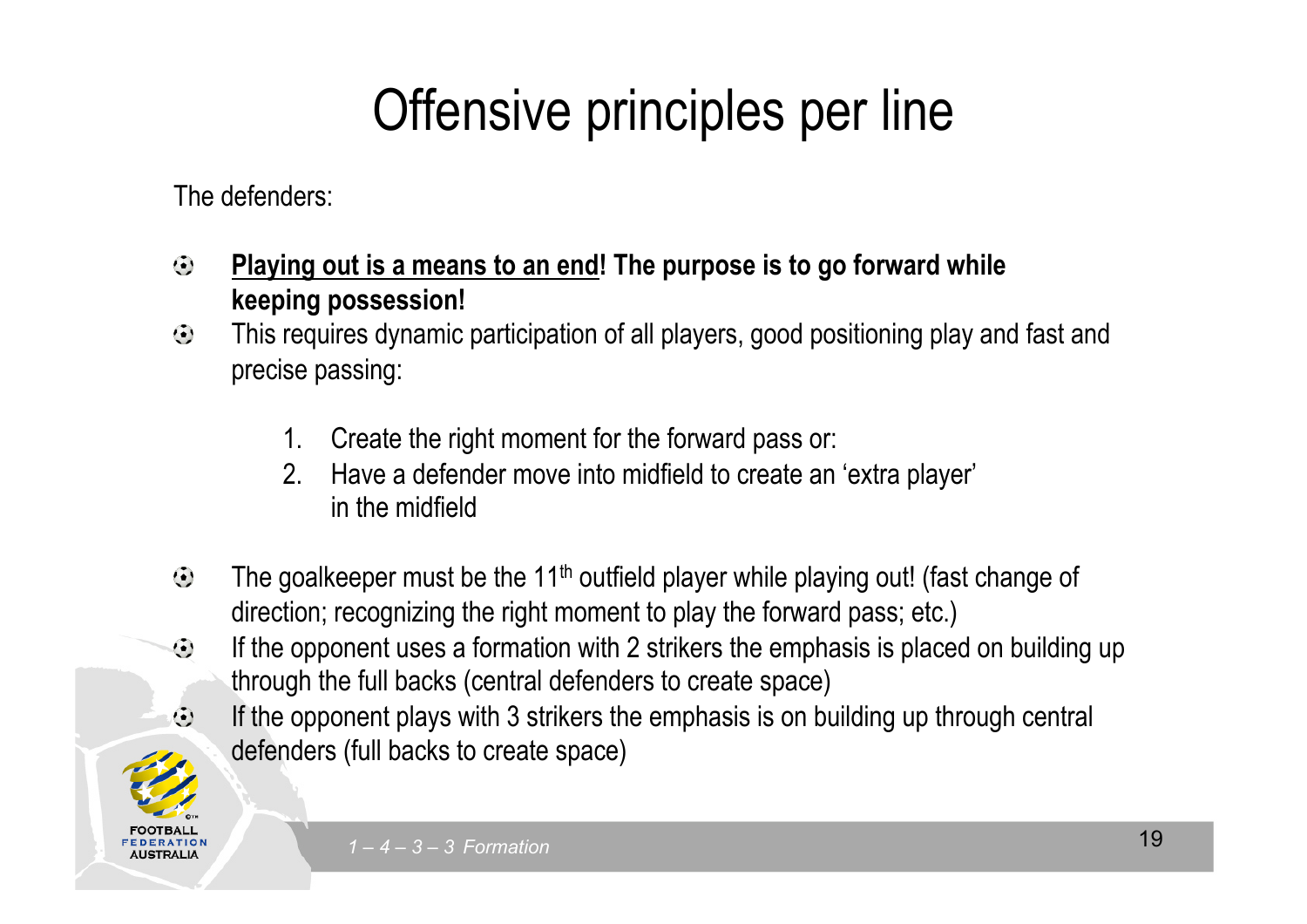# Offensive principles per line

The defenders:

- **Playing out is a means to an end! The purpose is to go forward while keeping possession!**
- This requires dynamic participation of all players, good positioning play and fast and precise passing:

    1. Create the right moment for the forward pass or:
    2. Have a defender move into midfield to create an 'extra player' in the midfield

- The goalkeeper must be the 11th outfield player while playing out! (fast change of direction; recognizing the right moment to play the forward pass; etc.)
- If the opponent uses a formation with 2 strikers the emphasis is placed on building up through the full backs (central defenders to create space)
- If the opponent plays with 3 strikers the emphasis is on building up through central defenders (full backs to create space)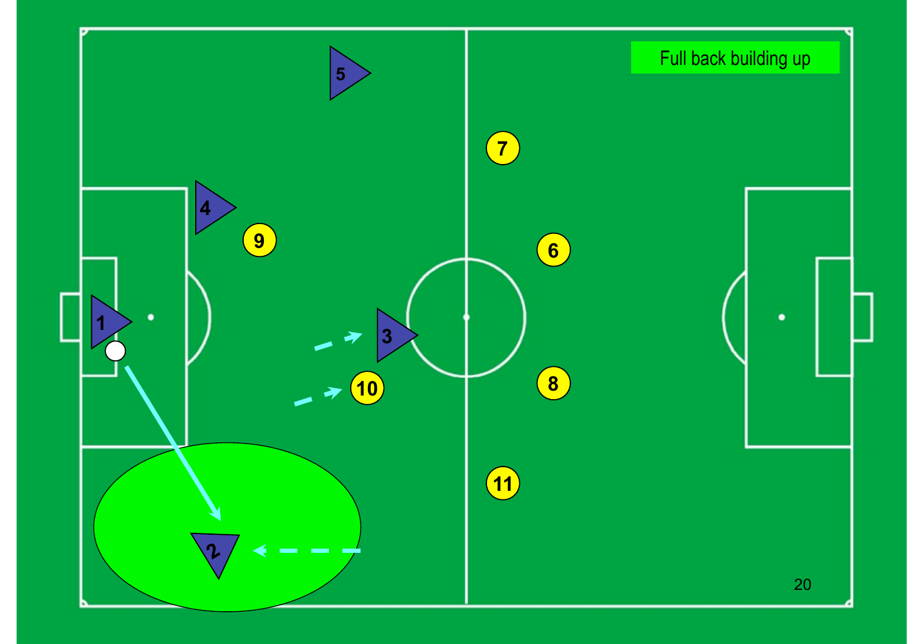Full back building up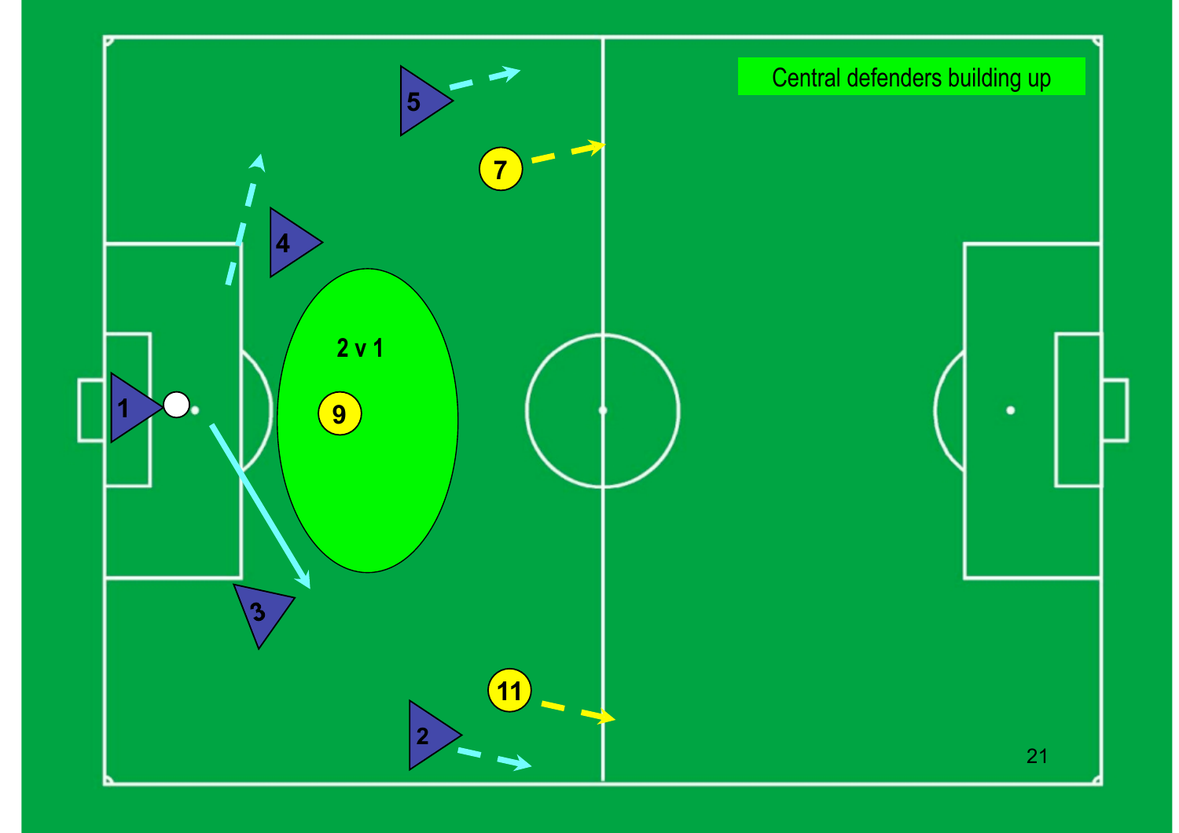## Central defenders building up

2 v 1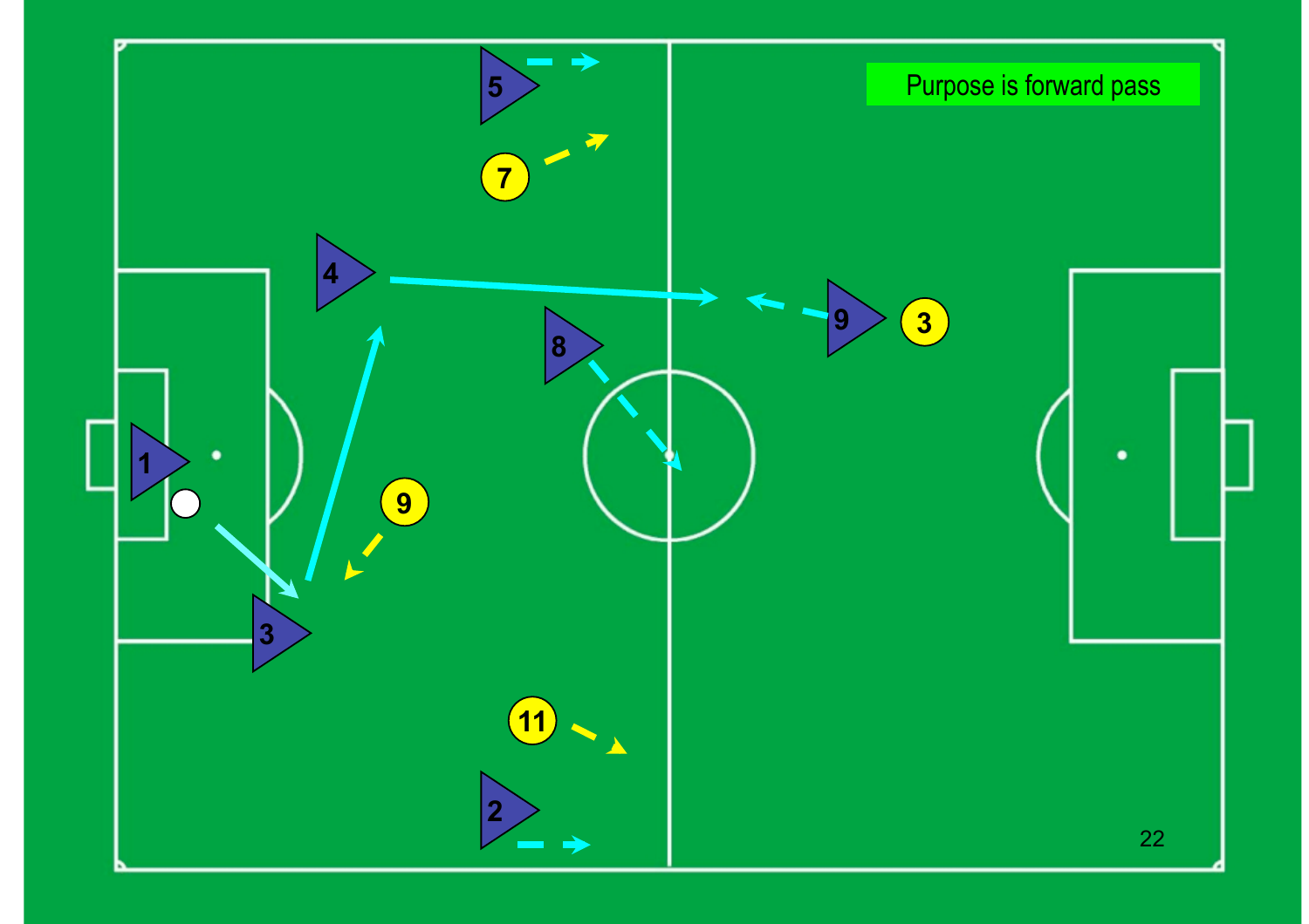Purpose is forward pass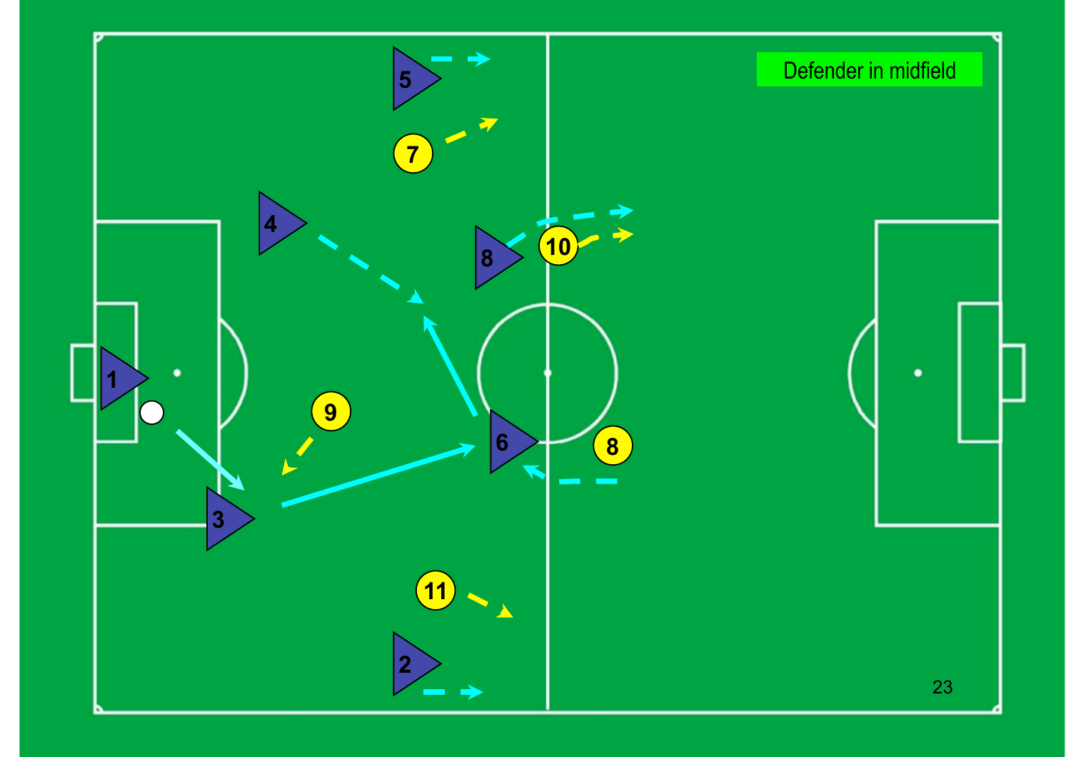Defender in midfield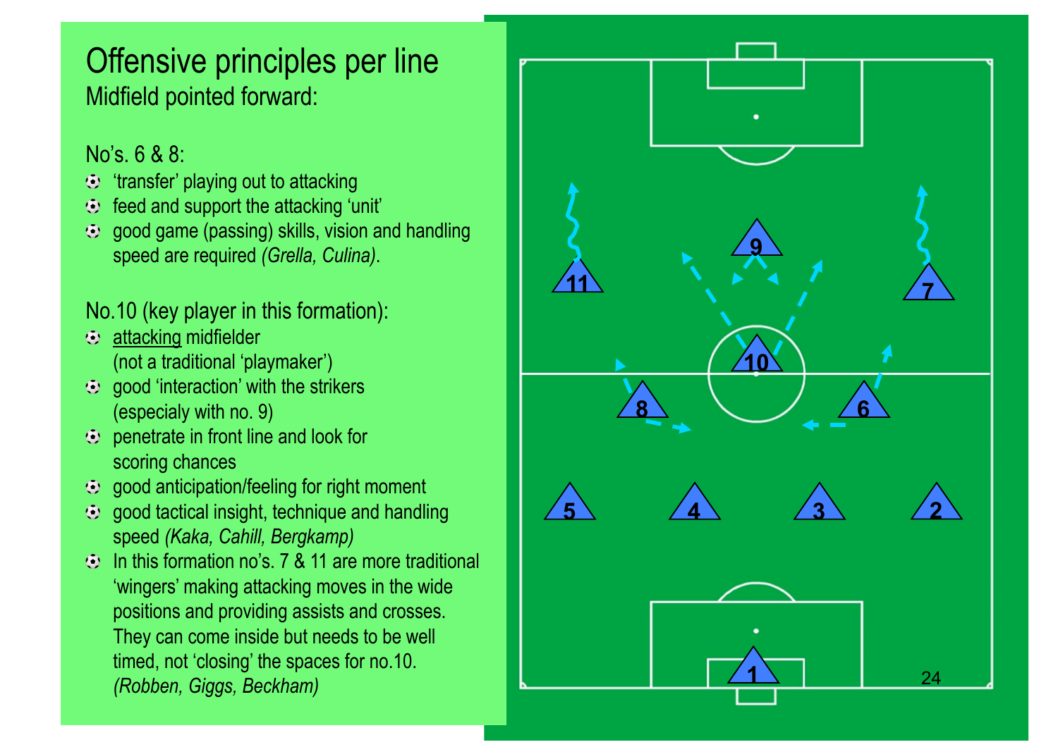# Offensive principles per line

## Midfield pointed forward:

No's. 6 & 8:

- 'transfer' playing out to attacking
- feed and support the attacking 'unit'
- good game (passing) skills, vision and handling speed are required *(Grella, Culina)*.

No.10 (key player in this formation):

- attacking midfielder (not a traditional 'playmaker')
- good 'interaction' with the strikers (especialy with no. 9)
- penetrate in front line and look for scoring chances
- good anticipation/feeling for right moment
- good tactical insight, technique and handling speed *(Kaka, Cahill, Bergkamp)*
- In this formation no's. 7 & 11 are more traditional 'wingers' making attacking moves in the wide positions and providing assists and crosses. They can come inside but needs to be well timed, not 'closing' the spaces for no.10. *(Robben, Giggs, Beckham)*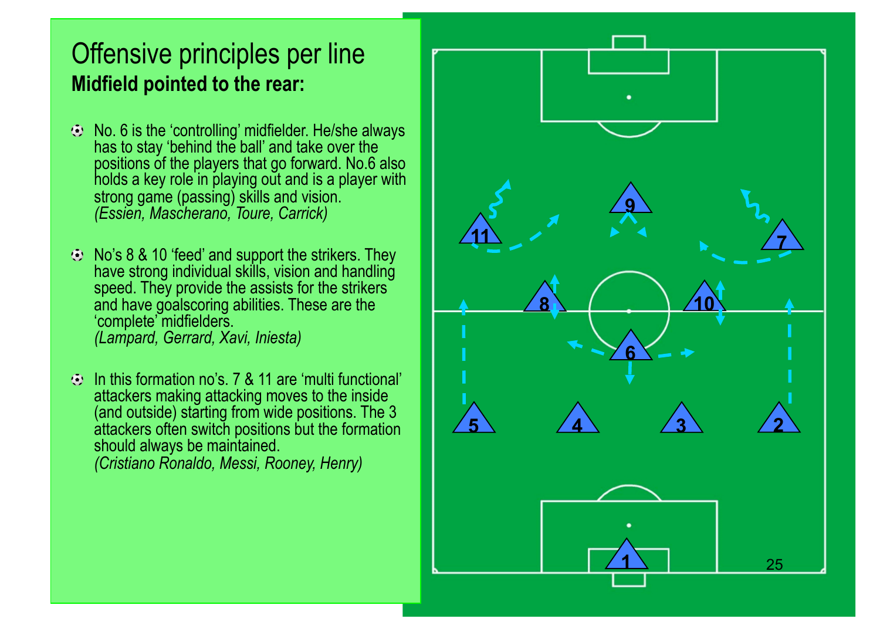# Offensive principles per line

## Midfield pointed to the rear:

- No. 6 is the ‘controlling’ midfielder. He/she always has to stay ‘behind the ball’ and take over the positions of the players that go forward. No.6 also holds a key role in playing out and is a player with strong game (passing) skills and vision.
  *(Essien, Mascherano, Toure, Carrick)*

- No’s 8 & 10 ‘feed’ and support the strikers. They have strong individual skills, vision and handling speed. They provide the assists for the strikers and have goalscoring abilities. These are the ‘complete’ midfielders.
  *(Lampard, Gerrard, Xavi, Iniesta)*

- In this formation no’s. 7 & 11 are ‘multi functional’ attackers making attacking moves to the inside (and outside) starting from wide positions. The 3 attackers often switch positions but the formation should always be maintained.
  *(Cristiano Ronaldo, Messi, Rooney, Henry)*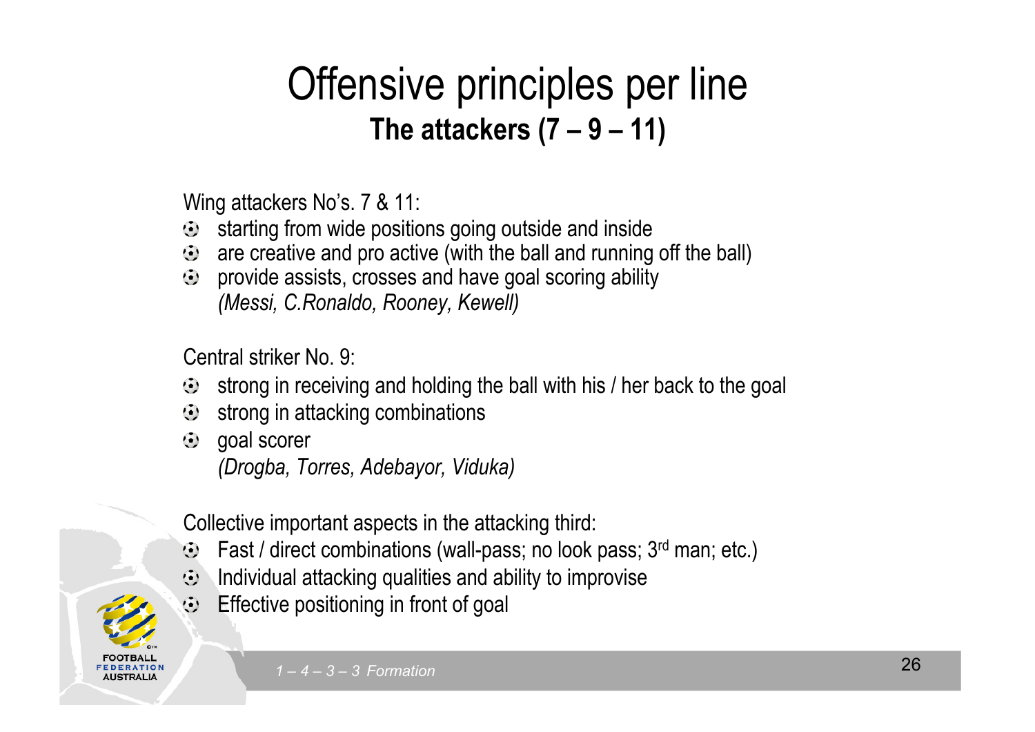# Offensive principles per line

## The attackers (7 – 9 – 11)

Wing attackers No's. 7 & 11:

- starting from wide positions going outside and inside
- are creative and pro active (with the ball and running off the ball)
- provide assists, crosses and have goal scoring ability
  *(Messi, C.Ronaldo, Rooney, Kewell)*

Central striker No. 9:

- strong in receiving and holding the ball with his / her back to the goal
- strong in attacking combinations
- goal scorer
  *(Drogba, Torres, Adebayor, Viduka)*

Collective important aspects in the attacking third:

- Fast / direct combinations (wall-pass; no look pass; 3rd man; etc.)
- Individual attacking qualities and ability to improvise
- Effective positioning in front of goal

FOOTBALL FEDERATION AUSTRALIA

*1 – 4 – 3 – 3 Formation*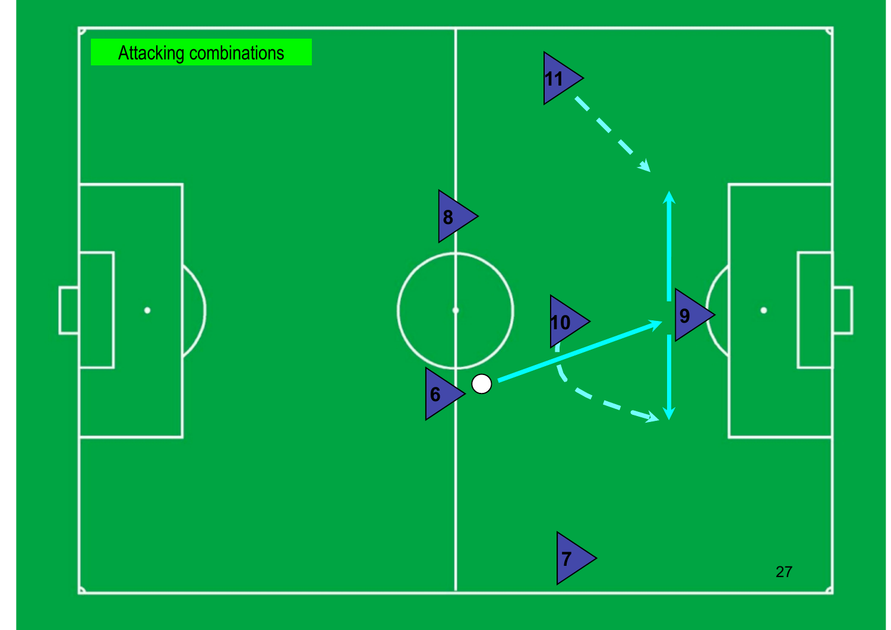# Attacking combinations

6 8 10 11 9 7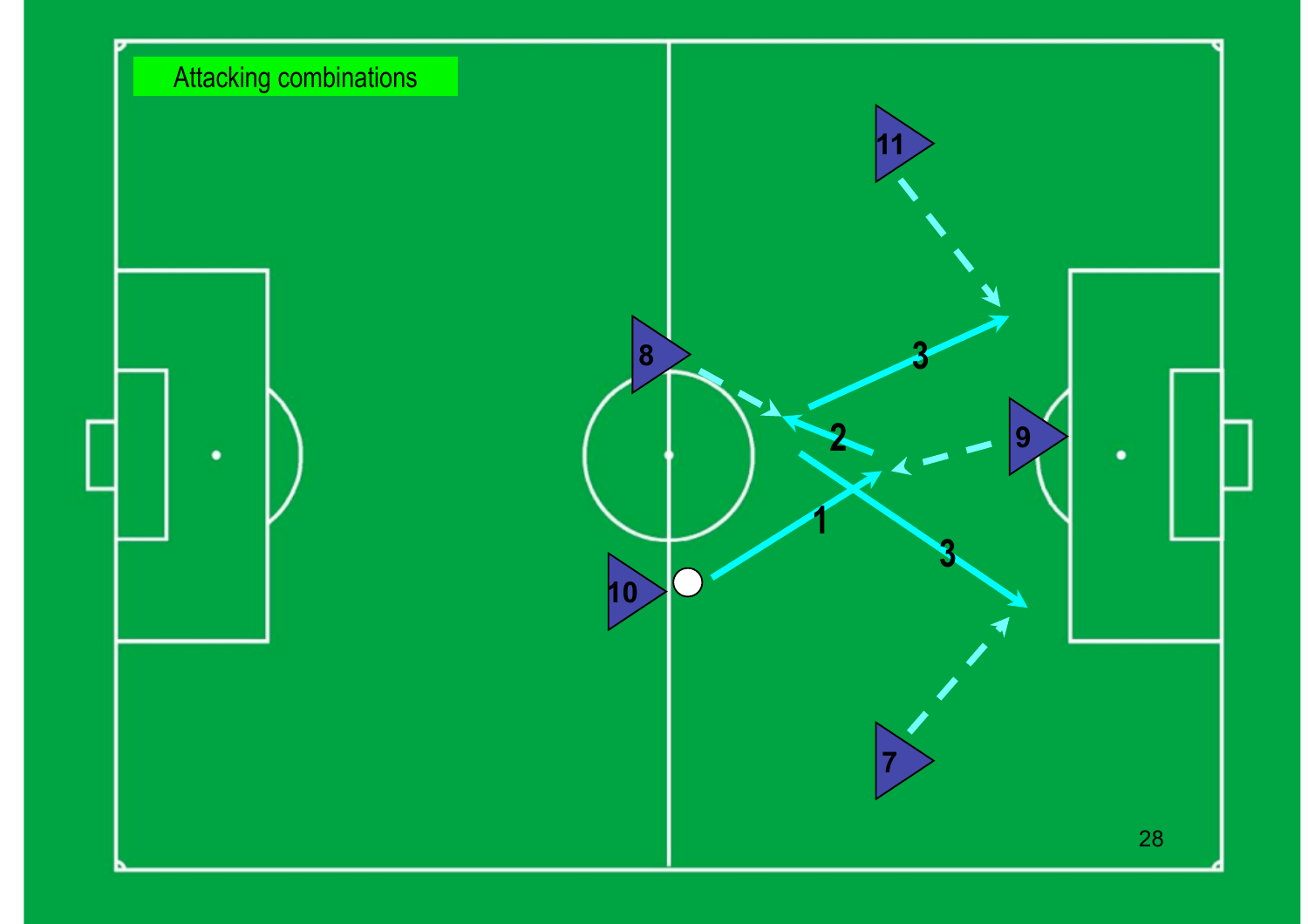# Attacking combinations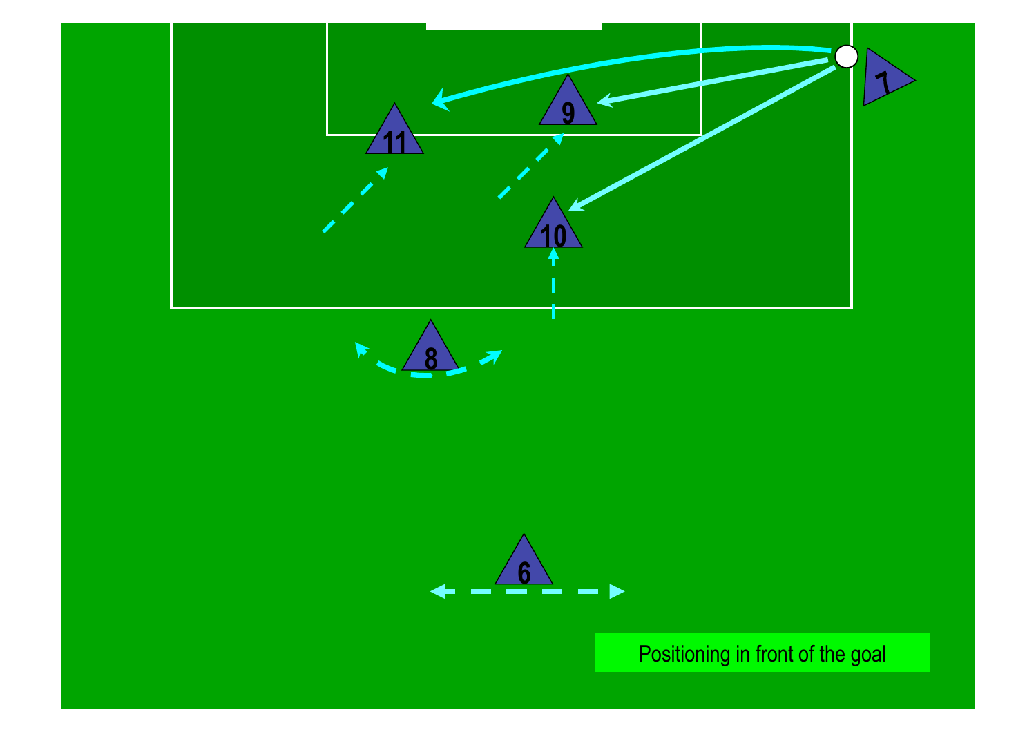11

9

10

7

8

6

Positioning in front of the goal